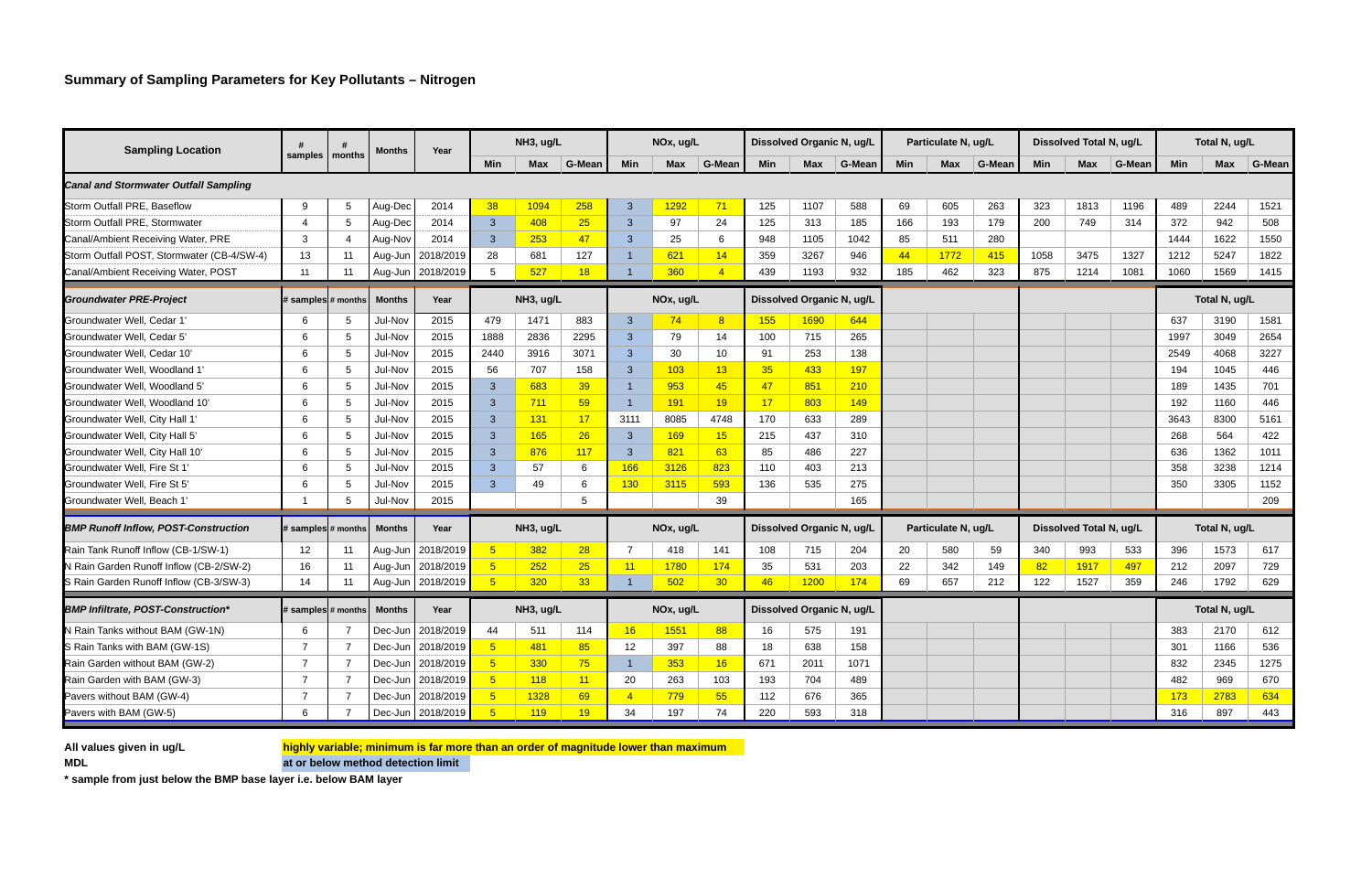## Summary of Sampling Parameters for Key Pollutants – Nitrogen

| Sampling Location | # samples | # months | Months | Year | NH3, ug/L | | | NOx, ug/L | | | Dissolved Organic N, ug/L | | | Particulate N, ug/L | | | Dissolved Total N, ug/L | | | Total N, ug/L | | |
|---|---|---|---|---|---|---|---|---|---|---|---|---|---|---|---|---|---|---|---|---|---|---|
| | | | | | Min | Max | G-Mean | Min | Max | G-Mean | Min | Max | G-Mean | Min | Max | G-Mean | Min | Max | G-Mean | Min | Max | G-Mean |
| ***Canal and Stormwater Outfall Sampling*** | | | | | | | | | | | | | | | | | | | | | | |
| Storm Outfall PRE, Baseflow | 9 | 5 | Aug-Dec | 2014 | 38 | 1094 | 258 | 3 | 1292 | 71 | 125 | 1107 | 588 | 69 | 605 | 263 | 323 | 1813 | 1196 | 489 | 2244 | 1521 |
| Storm Outfall PRE, Stormwater | 4 | 5 | Aug-Dec | 2014 | 3 | 408 | 25 | 3 | 97 | 24 | 125 | 313 | 185 | 166 | 193 | 179 | 200 | 749 | 314 | 372 | 942 | 508 |
| Canal/Ambient Receiving Water, PRE | 3 | 4 | Aug-Nov | 2014 | 3 | 253 | 47 | 3 | 25 | 6 | 948 | 1105 | 1042 | 85 | 511 | 280 | | | | 1444 | 1622 | 1550 |
| Storm Outfall POST, Stormwater (CB-4/SW-4) | 13 | 11 | Aug-Jun | 2018/2019 | 28 | 681 | 127 | 1 | 621 | 14 | 359 | 3267 | 946 | 44 | 1772 | 415 | 1058 | 3475 | 1327 | 1212 | 5247 | 1822 |
| Canal/Ambient Receiving Water, POST | 11 | 11 | Aug-Jun | 2018/2019 | 5 | 527 | 18 | 1 | 360 | 4 | 439 | 1193 | 932 | 185 | 462 | 323 | 875 | 1214 | 1081 | 1060 | 1569 | 1415 |
| ***Groundwater PRE-Project*** | **# samples** | **# months** | **Months** | **Year** | **NH3, ug/L** | | | **NOx, ug/L** | | | **Dissolved Organic N, ug/L** | | | | | | | | | **Total N, ug/L** | | |
| Groundwater Well, Cedar 1' | 6 | 5 | Jul-Nov | 2015 | 479 | 1471 | 883 | 3 | 74 | 8 | 155 | 1690 | 644 | | | | | | | 637 | 3190 | 1581 |
| Groundwater Well, Cedar 5' | 6 | 5 | Jul-Nov | 2015 | 1888 | 2836 | 2295 | 3 | 79 | 14 | 100 | 715 | 265 | | | | | | | 1997 | 3049 | 2654 |
| Groundwater Well, Cedar 10' | 6 | 5 | Jul-Nov | 2015 | 2440 | 3916 | 3071 | 3 | 30 | 10 | 91 | 253 | 138 | | | | | | | 2549 | 4068 | 3227 |
| Groundwater Well, Woodland 1' | 6 | 5 | Jul-Nov | 2015 | 56 | 707 | 158 | 3 | 103 | 13 | 35 | 433 | 197 | | | | | | | 194 | 1045 | 446 |
| Groundwater Well, Woodland 5' | 6 | 5 | Jul-Nov | 2015 | 3 | 683 | 39 | 1 | 953 | 45 | 47 | 851 | 210 | | | | | | | 189 | 1435 | 701 |
| Groundwater Well, Woodland 10' | 6 | 5 | Jul-Nov | 2015 | 3 | 711 | 59 | 1 | 191 | 19 | 17 | 803 | 149 | | | | | | | 192 | 1160 | 446 |
| Groundwater Well, City Hall 1' | 6 | 5 | Jul-Nov | 2015 | 3 | 131 | 17 | 3111 | 8085 | 4748 | 170 | 633 | 289 | | | | | | | 3643 | 8300 | 5161 |
| Groundwater Well, City Hall 5' | 6 | 5 | Jul-Nov | 2015 | 3 | 165 | 26 | 3 | 169 | 15 | 215 | 437 | 310 | | | | | | | 268 | 564 | 422 |
| Groundwater Well, City Hall 10' | 6 | 5 | Jul-Nov | 2015 | 3 | 876 | 117 | 3 | 821 | 63 | 85 | 486 | 227 | | | | | | | 636 | 1362 | 1011 |
| Groundwater Well, Fire St 1' | 6 | 5 | Jul-Nov | 2015 | 3 | 57 | 6 | 166 | 3126 | 823 | 110 | 403 | 213 | | | | | | | 358 | 3238 | 1214 |
| Groundwater Well, Fire St 5' | 6 | 5 | Jul-Nov | 2015 | 3 | 49 | 6 | 130 | 3115 | 593 | 136 | 535 | 275 | | | | | | | 350 | 3305 | 1152 |
| Groundwater Well, Beach 1' | 1 | 5 | Jul-Nov | 2015 | | | 5 | | | 39 | | | 165 | | | | | | | | | 209 |
| ***BMP Runoff Inflow, POST-Construction*** | **# samples** | **# months** | **Months** | **Year** | **NH3, ug/L** | | | **NOx, ug/L** | | | **Dissolved Organic N, ug/L** | | | **Particulate N, ug/L** | | | **Dissolved Total N, ug/L** | | | **Total N, ug/L** | | |
| Rain Tank Runoff Inflow (CB-1/SW-1) | 12 | 11 | Aug-Jun | 2018/2019 | 5 | 382 | 28 | 7 | 418 | 141 | 108 | 715 | 204 | 20 | 580 | 59 | 340 | 993 | 533 | 396 | 1573 | 617 |
| N Rain Garden Runoff Inflow (CB-2/SW-2) | 16 | 11 | Aug-Jun | 2018/2019 | 5 | 252 | 25 | 11 | 1780 | 174 | 35 | 531 | 203 | 22 | 342 | 149 | 82 | 1917 | 497 | 212 | 2097 | 729 |
| S Rain Garden Runoff Inflow (CB-3/SW-3) | 14 | 11 | Aug-Jun | 2018/2019 | 5 | 320 | 33 | 1 | 502 | 30 | 46 | 1200 | 174 | 69 | 657 | 212 | 122 | 1527 | 359 | 246 | 1792 | 629 |
| ***BMP Infiltrate, POST-Construction**** | **# samples** | **# months** | **Months** | **Year** | **NH3, ug/L** | | | **NOx, ug/L** | | | **Dissolved Organic N, ug/L** | | | | | | | | | **Total N, ug/L** | | |
| N Rain Tanks without BAM (GW-1N) | 6 | 7 | Dec-Jun | 2018/2019 | 44 | 511 | 114 | 16 | 1551 | 88 | 16 | 575 | 191 | | | | | | | 383 | 2170 | 612 |
| S Rain Tanks with BAM (GW-1S) | 7 | 7 | Dec-Jun | 2018/2019 | 5 | 481 | 85 | 12 | 397 | 88 | 18 | 638 | 158 | | | | | | | 301 | 1166 | 536 |
| Rain Garden without BAM (GW-2) | 7 | 7 | Dec-Jun | 2018/2019 | 5 | 330 | 75 | 1 | 353 | 16 | 671 | 2011 | 1071 | | | | | | | 832 | 2345 | 1275 |
| Rain Garden with BAM (GW-3) | 7 | 7 | Dec-Jun | 2018/2019 | 5 | 118 | 11 | 20 | 263 | 103 | 193 | 704 | 489 | | | | | | | 482 | 969 | 670 |
| Pavers without BAM (GW-4) | 7 | 7 | Dec-Jun | 2018/2019 | 5 | 1328 | 69 | 4 | 779 | 55 | 112 | 676 | 365 | | | | | | | 173 | 2783 | 634 |
| Pavers with BAM (GW-5) | 6 | 7 | Dec-Jun | 2018/2019 | 5 | 119 | 19 | 34 | 197 | 74 | 220 | 593 | 318 | | | | | | | 316 | 897 | 443 |

**All values given in ug/L** — **highly variable; minimum is far more than an order of magnitude lower than maximum**

**MDL** — **at or below method detection limit**

**\* sample from just below the BMP base layer i.e. below BAM layer**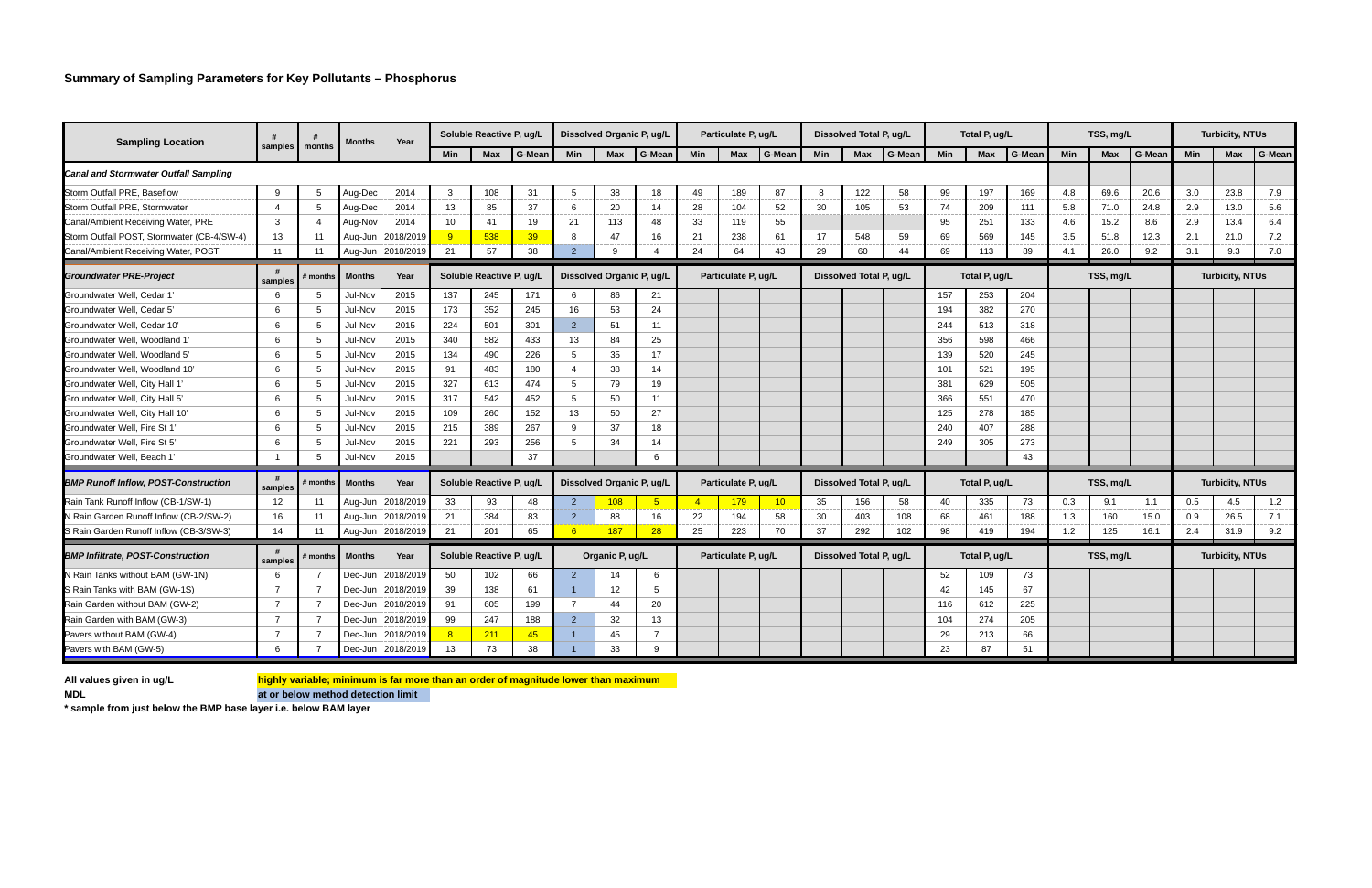## Summary of Sampling Parameters for Key Pollutants – Phosphorus

| Sampling Location | # samples | # months | Months | Year | Soluble Reactive P, ug/L | | | Dissolved Organic P, ug/L | | | Particulate P, ug/L | | | Dissolved Total P, ug/L | | | Total P, ug/L | | | TSS, mg/L | | | Turbidity, NTUs | | |
|---|---|---|---|---|---|---|---|---|---|---|---|---|---|---|---|---|---|---|---|---|---|---|---|---|---|
| | | | | | Min | Max | G-Mean | Min | Max | G-Mean | Min | Max | G-Mean | Min | Max | G-Mean | Min | Max | G-Mean | Min | Max | G-Mean | Min | Max | G-Mean |
| ***Canal and Stormwater Outfall Sampling*** | | | | | | | | | | | | | | | | | | | | | | | | | |
| Storm Outfall PRE, Baseflow | 9 | 5 | Aug-Dec | 2014 | 3 | 108 | 31 | 5 | 38 | 18 | 49 | 189 | 87 | 8 | 122 | 58 | 99 | 197 | 169 | 4.8 | 69.6 | 20.6 | 3.0 | 23.8 | 7.9 |
| Storm Outfall PRE, Stormwater | 4 | 5 | Aug-Dec | 2014 | 13 | 85 | 37 | 6 | 20 | 14 | 28 | 104 | 52 | 30 | 105 | 53 | 74 | 209 | 111 | 5.8 | 71.0 | 24.8 | 2.9 | 13.0 | 5.6 |
| Canal/Ambient Receiving Water, PRE | 3 | 4 | Aug-Nov | 2014 | 10 | 41 | 19 | 21 | 113 | 48 | 33 | 119 | 55 | | | | 95 | 251 | 133 | 4.6 | 15.2 | 8.6 | 2.9 | 13.4 | 6.4 |
| Storm Outfall POST, Stormwater (CB-4/SW-4) | 13 | 11 | Aug-Jun | 2018/2019 | 9 | 538 | 39 | 8 | 47 | 16 | 21 | 238 | 61 | 17 | 548 | 59 | 69 | 569 | 145 | 3.5 | 51.8 | 12.3 | 2.1 | 21.0 | 7.2 |
| Canal/Ambient Receiving Water, POST | 11 | 11 | Aug-Jun | 2018/2019 | 21 | 57 | 38 | 2 | 9 | 4 | 24 | 64 | 43 | 29 | 60 | 44 | 69 | 113 | 89 | 4.1 | 26.0 | 9.2 | 3.1 | 9.3 | 7.0 |
| ***Groundwater PRE-Project*** | **# samples** | **# months** | **Months** | **Year** | **Soluble Reactive P, ug/L** | | | **Dissolved Organic P, ug/L** | | | **Particulate P, ug/L** | | | **Dissolved Total P, ug/L** | | | **Total P, ug/L** | | | **TSS, mg/L** | | | **Turbidity, NTUs** | | |
| Groundwater Well, Cedar 1' | 6 | 5 | Jul-Nov | 2015 | 137 | 245 | 171 | 6 | 86 | 21 | | | | | | | 157 | 253 | 204 | | | | | | |
| Groundwater Well, Cedar 5' | 6 | 5 | Jul-Nov | 2015 | 173 | 352 | 245 | 16 | 53 | 24 | | | | | | | 194 | 382 | 270 | | | | | | |
| Groundwater Well, Cedar 10' | 6 | 5 | Jul-Nov | 2015 | 224 | 501 | 301 | 2 | 51 | 11 | | | | | | | 244 | 513 | 318 | | | | | | |
| Groundwater Well, Woodland 1' | 6 | 5 | Jul-Nov | 2015 | 340 | 582 | 433 | 13 | 84 | 25 | | | | | | | 356 | 598 | 466 | | | | | | |
| Groundwater Well, Woodland 5' | 6 | 5 | Jul-Nov | 2015 | 134 | 490 | 226 | 5 | 35 | 17 | | | | | | | 139 | 520 | 245 | | | | | | |
| Groundwater Well, Woodland 10' | 6 | 5 | Jul-Nov | 2015 | 91 | 483 | 180 | 4 | 38 | 14 | | | | | | | 101 | 521 | 195 | | | | | | |
| Groundwater Well, City Hall 1' | 6 | 5 | Jul-Nov | 2015 | 327 | 613 | 474 | 5 | 79 | 19 | | | | | | | 381 | 629 | 505 | | | | | | |
| Groundwater Well, City Hall 5' | 6 | 5 | Jul-Nov | 2015 | 317 | 542 | 452 | 5 | 50 | 11 | | | | | | | 366 | 551 | 470 | | | | | | |
| Groundwater Well, City Hall 10' | 6 | 5 | Jul-Nov | 2015 | 109 | 260 | 152 | 13 | 50 | 27 | | | | | | | 125 | 278 | 185 | | | | | | |
| Groundwater Well, Fire St 1' | 6 | 5 | Jul-Nov | 2015 | 215 | 389 | 267 | 9 | 37 | 18 | | | | | | | 240 | 407 | 288 | | | | | | |
| Groundwater Well, Fire St 5' | 6 | 5 | Jul-Nov | 2015 | 221 | 293 | 256 | 5 | 34 | 14 | | | | | | | 249 | 305 | 273 | | | | | | |
| Groundwater Well, Beach 1' | 1 | 5 | Jul-Nov | 2015 | | | 37 | | | 6 | | | | | | | | | 43 | | | | | | |
| ***BMP Runoff Inflow, POST-Construction*** | **# samples** | **# months** | **Months** | **Year** | **Soluble Reactive P, ug/L** | | | **Dissolved Organic P, ug/L** | | | **Particulate P, ug/L** | | | **Dissolved Total P, ug/L** | | | **Total P, ug/L** | | | **TSS, mg/L** | | | **Turbidity, NTUs** | | |
| Rain Tank Runoff Inflow (CB-1/SW-1) | 12 | 11 | Aug-Jun | 2018/2019 | 33 | 93 | 48 | 2 | 108 | 5 | 4 | 179 | 10 | 35 | 156 | 58 | 40 | 335 | 73 | 0.3 | 9.1 | 1.1 | 0.5 | 4.5 | 1.2 |
| N Rain Garden Runoff Inflow (CB-2/SW-2) | 16 | 11 | Aug-Jun | 2018/2019 | 21 | 384 | 83 | 2 | 88 | 16 | 22 | 194 | 58 | 30 | 403 | 108 | 68 | 461 | 188 | 1.3 | 160 | 15.0 | 0.9 | 26.5 | 7.1 |
| S Rain Garden Runoff Inflow (CB-3/SW-3) | 14 | 11 | Aug-Jun | 2018/2019 | 21 | 201 | 65 | 6 | 187 | 28 | 25 | 223 | 70 | 37 | 292 | 102 | 98 | 419 | 194 | 1.2 | 125 | 16.1 | 2.4 | 31.9 | 9.2 |
| ***BMP Infiltrate, POST-Construction*** | **# samples** | **# months** | **Months** | **Year** | **Soluble Reactive P, ug/L** | | | **Organic P, ug/L** | | | **Particulate P, ug/L** | | | **Dissolved Total P, ug/L** | | | **Total P, ug/L** | | | **TSS, mg/L** | | | **Turbidity, NTUs** | | |
| N Rain Tanks without BAM (GW-1N) | 6 | 7 | Dec-Jun | 2018/2019 | 50 | 102 | 66 | 2 | 14 | 6 | | | | | | | 52 | 109 | 73 | | | | | | |
| S Rain Tanks with BAM (GW-1S) | 7 | 7 | Dec-Jun | 2018/2019 | 39 | 138 | 61 | 1 | 12 | 5 | | | | | | | 42 | 145 | 67 | | | | | | |
| Rain Garden without BAM (GW-2) | 7 | 7 | Dec-Jun | 2018/2019 | 91 | 605 | 199 | 7 | 44 | 20 | | | | | | | 116 | 612 | 225 | | | | | | |
| Rain Garden with BAM (GW-3) | 7 | 7 | Dec-Jun | 2018/2019 | 99 | 247 | 188 | 2 | 32 | 13 | | | | | | | 104 | 274 | 205 | | | | | | |
| Pavers without BAM (GW-4) | 7 | 7 | Dec-Jun | 2018/2019 | 8 | 211 | 45 | 1 | 45 | 7 | | | | | | | 29 | 213 | 66 | | | | | | |
| Pavers with BAM (GW-5) | 6 | 7 | Dec-Jun | 2018/2019 | 13 | 73 | 38 | 1 | 33 | 9 | | | | | | | 23 | 87 | 51 | | | | | | |

**All values given in ug/L** — highly variable; minimum is far more than an order of magnitude lower than maximum

**MDL** — at or below method detection limit

**\* sample from just below the BMP base layer i.e. below BAM layer**